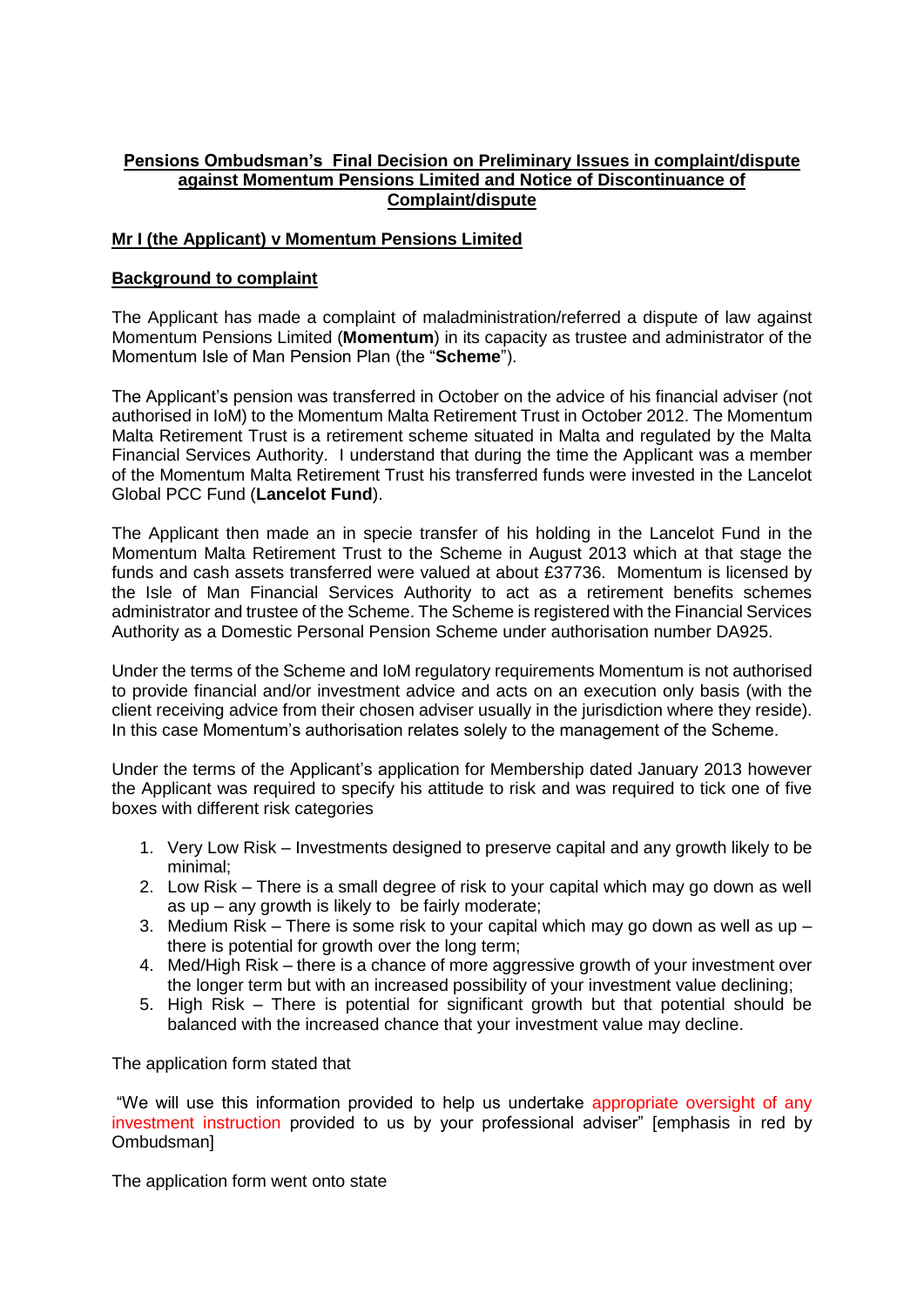**Pensions Ombudsman's Final Decision on Preliminary Issues in complaint/dispute against Momentum Pensions Limited and Notice of Discontinuance of Complaint/dispute**

**Mr I (the Applicant) v Momentum Pensions Limited**

**Background to complaint**

The Applicant has made a complaint of maladministration/referred a dispute of law against Momentum Pensions Limited (**Momentum**) in its capacity as trustee and administrator of the Momentum Isle of Man Pension Plan (the "**Scheme**").

The Applicant's pension was transferred in October on the advice of his financial adviser (not authorised in IoM) to the Momentum Malta Retirement Trust in October 2012. The Momentum Malta Retirement Trust is a retirement scheme situated in Malta and regulated by the Malta Financial Services Authority. I understand that during the time the Applicant was a member of the Momentum Malta Retirement Trust his transferred funds were invested in the Lancelot Global PCC Fund (**Lancelot Fund**).

The Applicant then made an in specie transfer of his holding in the Lancelot Fund in the Momentum Malta Retirement Trust to the Scheme in August 2013 which at that stage the funds and cash assets transferred were valued at about £37736. Momentum is licensed by the Isle of Man Financial Services Authority to act as a retirement benefits schemes administrator and trustee of the Scheme. The Scheme is registered with the Financial Services Authority as a Domestic Personal Pension Scheme under authorisation number DA925.

Under the terms of the Scheme and IoM regulatory requirements Momentum is not authorised to provide financial and/or investment advice and acts on an execution only basis (with the client receiving advice from their chosen adviser usually in the jurisdiction where they reside). In this case Momentum's authorisation relates solely to the management of the Scheme.

Under the terms of the Applicant's application for Membership dated January 2013 however the Applicant was required to specify his attitude to risk and was required to tick one of five boxes with different risk categories

1. Very Low Risk – Investments designed to preserve capital and any growth likely to be minimal;
2. Low Risk – There is a small degree of risk to your capital which may go down as well as up – any growth is likely to be fairly moderate;
3. Medium Risk – There is some risk to your capital which may go down as well as up – there is potential for growth over the long term;
4. Med/High Risk – there is a chance of more aggressive growth of your investment over the longer term but with an increased possibility of your investment value declining;
5. High Risk – There is potential for significant growth but that potential should be balanced with the increased chance that your investment value may decline.

The application form stated that

"We will use this information provided to help us undertake appropriate oversight of any investment instruction provided to us by your professional adviser" [emphasis in red by Ombudsman]

The application form went onto state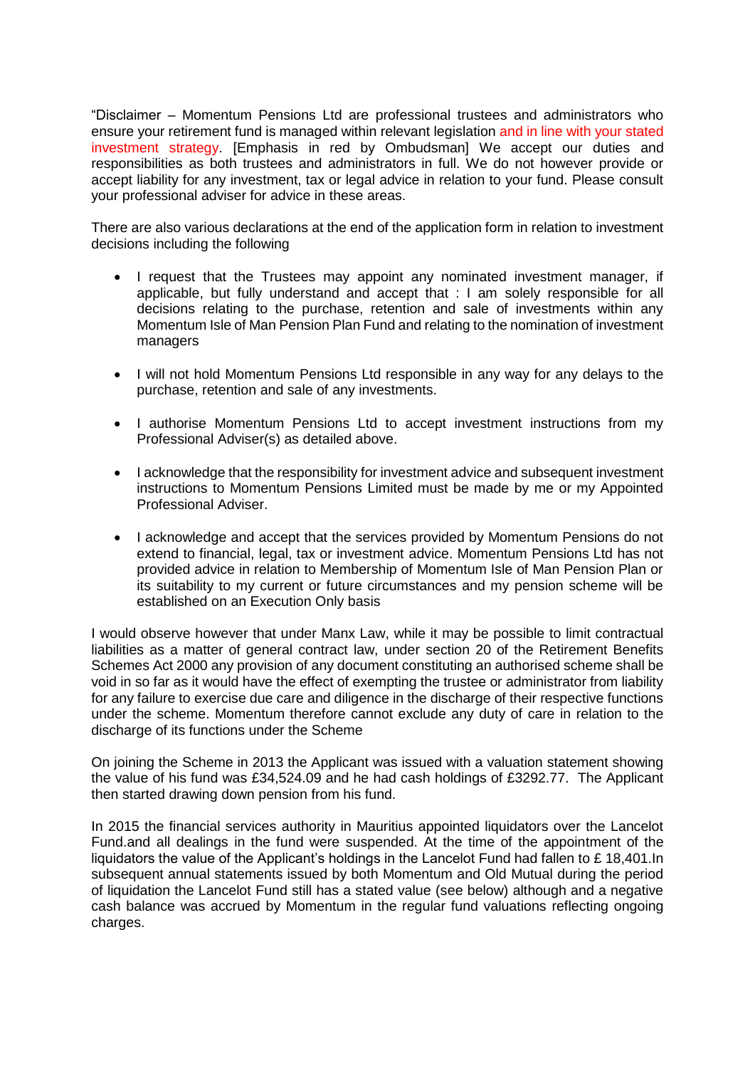"Disclaimer – Momentum Pensions Ltd are professional trustees and administrators who ensure your retirement fund is managed within relevant legislation and in line with your stated investment strategy. [Emphasis in red by Ombudsman] We accept our duties and responsibilities as both trustees and administrators in full. We do not however provide or accept liability for any investment, tax or legal advice in relation to your fund. Please consult your professional adviser for advice in these areas.

There are also various declarations at the end of the application form in relation to investment decisions including the following

- I request that the Trustees may appoint any nominated investment manager, if applicable, but fully understand and accept that : I am solely responsible for all decisions relating to the purchase, retention and sale of investments within any Momentum Isle of Man Pension Plan Fund and relating to the nomination of investment managers

- I will not hold Momentum Pensions Ltd responsible in any way for any delays to the purchase, retention and sale of any investments.

- I authorise Momentum Pensions Ltd to accept investment instructions from my Professional Adviser(s) as detailed above.

- I acknowledge that the responsibility for investment advice and subsequent investment instructions to Momentum Pensions Limited must be made by me or my Appointed Professional Adviser.

- I acknowledge and accept that the services provided by Momentum Pensions do not extend to financial, legal, tax or investment advice. Momentum Pensions Ltd has not provided advice in relation to Membership of Momentum Isle of Man Pension Plan or its suitability to my current or future circumstances and my pension scheme will be established on an Execution Only basis

I would observe however that under Manx Law, while it may be possible to limit contractual liabilities as a matter of general contract law, under section 20 of the Retirement Benefits Schemes Act 2000 any provision of any document constituting an authorised scheme shall be void in so far as it would have the effect of exempting the trustee or administrator from liability for any failure to exercise due care and diligence in the discharge of their respective functions under the scheme. Momentum therefore cannot exclude any duty of care in relation to the discharge of its functions under the Scheme

On joining the Scheme in 2013 the Applicant was issued with a valuation statement showing the value of his fund was £34,524.09 and he had cash holdings of £3292.77. The Applicant then started drawing down pension from his fund.

In 2015 the financial services authority in Mauritius appointed liquidators over the Lancelot Fund.and all dealings in the fund were suspended. At the time of the appointment of the liquidators the value of the Applicant's holdings in the Lancelot Fund had fallen to £ 18,401.In subsequent annual statements issued by both Momentum and Old Mutual during the period of liquidation the Lancelot Fund still has a stated value (see below) although and a negative cash balance was accrued by Momentum in the regular fund valuations reflecting ongoing charges.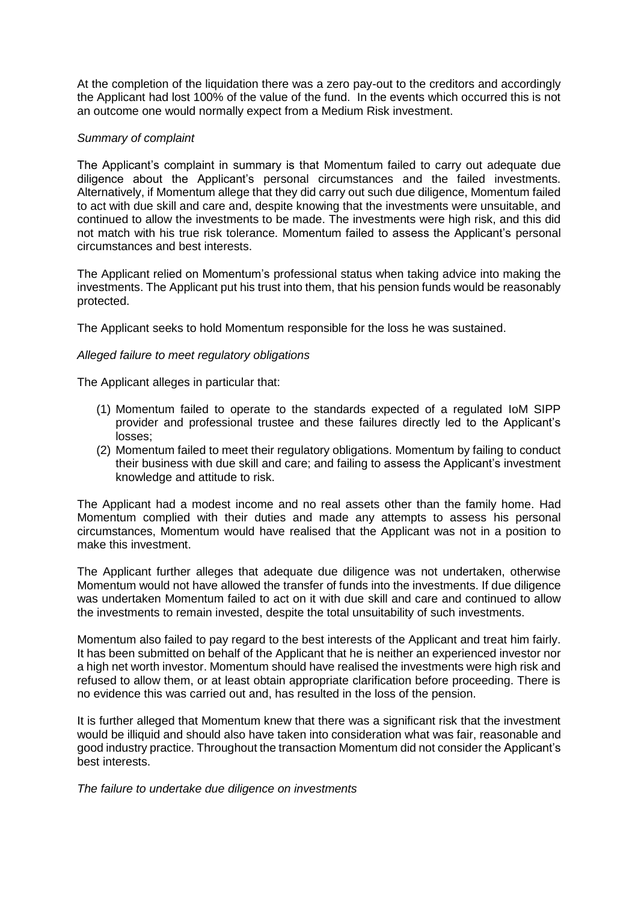At the completion of the liquidation there was a zero pay-out to the creditors and accordingly the Applicant had lost 100% of the value of the fund. In the events which occurred this is not an outcome one would normally expect from a Medium Risk investment.

*Summary of complaint*

The Applicant's complaint in summary is that Momentum failed to carry out adequate due diligence about the Applicant's personal circumstances and the failed investments. Alternatively, if Momentum allege that they did carry out such due diligence, Momentum failed to act with due skill and care and, despite knowing that the investments were unsuitable, and continued to allow the investments to be made. The investments were high risk, and this did not match with his true risk tolerance. Momentum failed to assess the Applicant's personal circumstances and best interests.

The Applicant relied on Momentum's professional status when taking advice into making the investments. The Applicant put his trust into them, that his pension funds would be reasonably protected.

The Applicant seeks to hold Momentum responsible for the loss he was sustained.

*Alleged failure to meet regulatory obligations*

The Applicant alleges in particular that:

(1) Momentum failed to operate to the standards expected of a regulated IoM SIPP provider and professional trustee and these failures directly led to the Applicant's losses;
(2) Momentum failed to meet their regulatory obligations. Momentum by failing to conduct their business with due skill and care; and failing to assess the Applicant's investment knowledge and attitude to risk.

The Applicant had a modest income and no real assets other than the family home. Had Momentum complied with their duties and made any attempts to assess his personal circumstances, Momentum would have realised that the Applicant was not in a position to make this investment.

The Applicant further alleges that adequate due diligence was not undertaken, otherwise Momentum would not have allowed the transfer of funds into the investments. If due diligence was undertaken Momentum failed to act on it with due skill and care and continued to allow the investments to remain invested, despite the total unsuitability of such investments.

Momentum also failed to pay regard to the best interests of the Applicant and treat him fairly. It has been submitted on behalf of the Applicant that he is neither an experienced investor nor a high net worth investor. Momentum should have realised the investments were high risk and refused to allow them, or at least obtain appropriate clarification before proceeding. There is no evidence this was carried out and, has resulted in the loss of the pension.

It is further alleged that Momentum knew that there was a significant risk that the investment would be illiquid and should also have taken into consideration what was fair, reasonable and good industry practice. Throughout the transaction Momentum did not consider the Applicant's best interests.

*The failure to undertake due diligence on investments*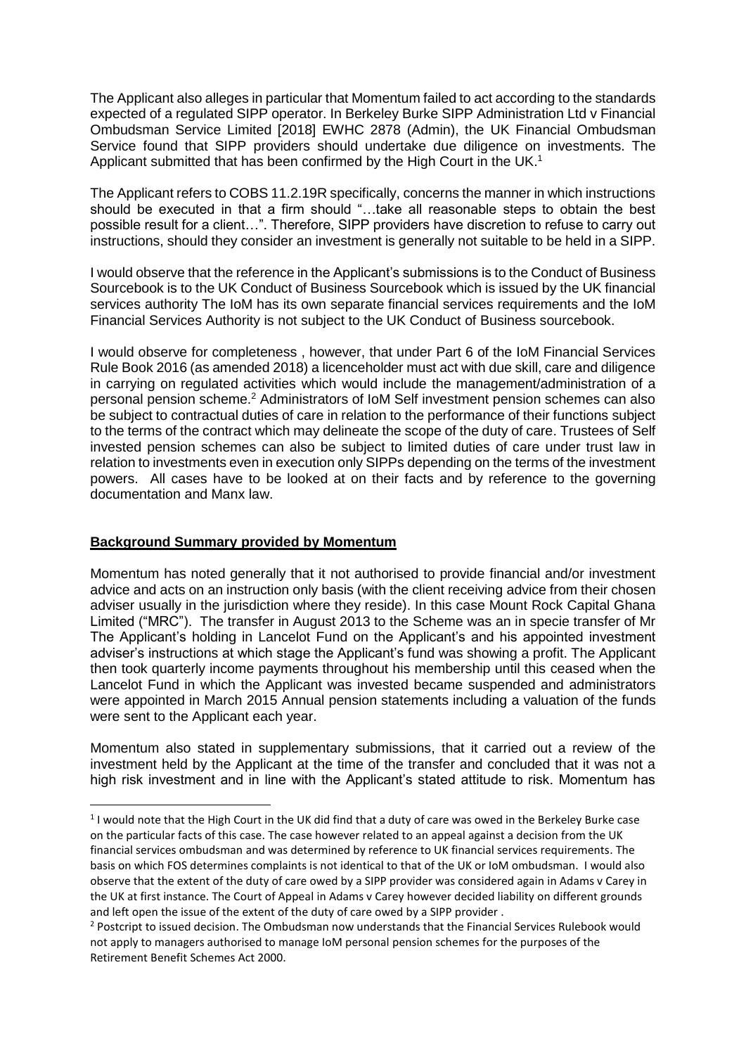The Applicant also alleges in particular that Momentum failed to act according to the standards expected of a regulated SIPP operator. In Berkeley Burke SIPP Administration Ltd v Financial Ombudsman Service Limited [2018] EWHC 2878 (Admin), the UK Financial Ombudsman Service found that SIPP providers should undertake due diligence on investments. The Applicant submitted that has been confirmed by the High Court in the UK.[1]

The Applicant refers to COBS 11.2.19R specifically, concerns the manner in which instructions should be executed in that a firm should "…take all reasonable steps to obtain the best possible result for a client…". Therefore, SIPP providers have discretion to refuse to carry out instructions, should they consider an investment is generally not suitable to be held in a SIPP.

I would observe that the reference in the Applicant's submissions is to the Conduct of Business Sourcebook is to the UK Conduct of Business Sourcebook which is issued by the UK financial services authority The IoM has its own separate financial services requirements and the IoM Financial Services Authority is not subject to the UK Conduct of Business sourcebook.

I would observe for completeness , however, that under Part 6 of the IoM Financial Services Rule Book 2016 (as amended 2018) a licenceholder must act with due skill, care and diligence in carrying on regulated activities which would include the management/administration of a personal pension scheme.[2] Administrators of IoM Self investment pension schemes can also be subject to contractual duties of care in relation to the performance of their functions subject to the terms of the contract which may delineate the scope of the duty of care. Trustees of Self invested pension schemes can also be subject to limited duties of care under trust law in relation to investments even in execution only SIPPs depending on the terms of the investment powers. All cases have to be looked at on their facts and by reference to the governing documentation and Manx law.

## **Background Summary provided by Momentum**

Momentum has noted generally that it not authorised to provide financial and/or investment advice and acts on an instruction only basis (with the client receiving advice from their chosen adviser usually in the jurisdiction where they reside). In this case Mount Rock Capital Ghana Limited ("MRC"). The transfer in August 2013 to the Scheme was an in specie transfer of Mr The Applicant's holding in Lancelot Fund on the Applicant's and his appointed investment adviser's instructions at which stage the Applicant's fund was showing a profit. The Applicant then took quarterly income payments throughout his membership until this ceased when the Lancelot Fund in which the Applicant was invested became suspended and administrators were appointed in March 2015 Annual pension statements including a valuation of the funds were sent to the Applicant each year.

Momentum also stated in supplementary submissions, that it carried out a review of the investment held by the Applicant at the time of the transfer and concluded that it was not a high risk investment and in line with the Applicant's stated attitude to risk. Momentum has

---

[1] I would note that the High Court in the UK did find that a duty of care was owed in the Berkeley Burke case on the particular facts of this case. The case however related to an appeal against a decision from the UK financial services ombudsman and was determined by reference to UK financial services requirements. The basis on which FOS determines complaints is not identical to that of the UK or IoM ombudsman. I would also observe that the extent of the duty of care owed by a SIPP provider was considered again in Adams v Carey in the UK at first instance. The Court of Appeal in Adams v Carey however decided liability on different grounds and left open the issue of the extent of the duty of care owed by a SIPP provider .

[2] Postcript to issued decision. The Ombudsman now understands that the Financial Services Rulebook would not apply to managers authorised to manage IoM personal pension schemes for the purposes of the Retirement Benefit Schemes Act 2000.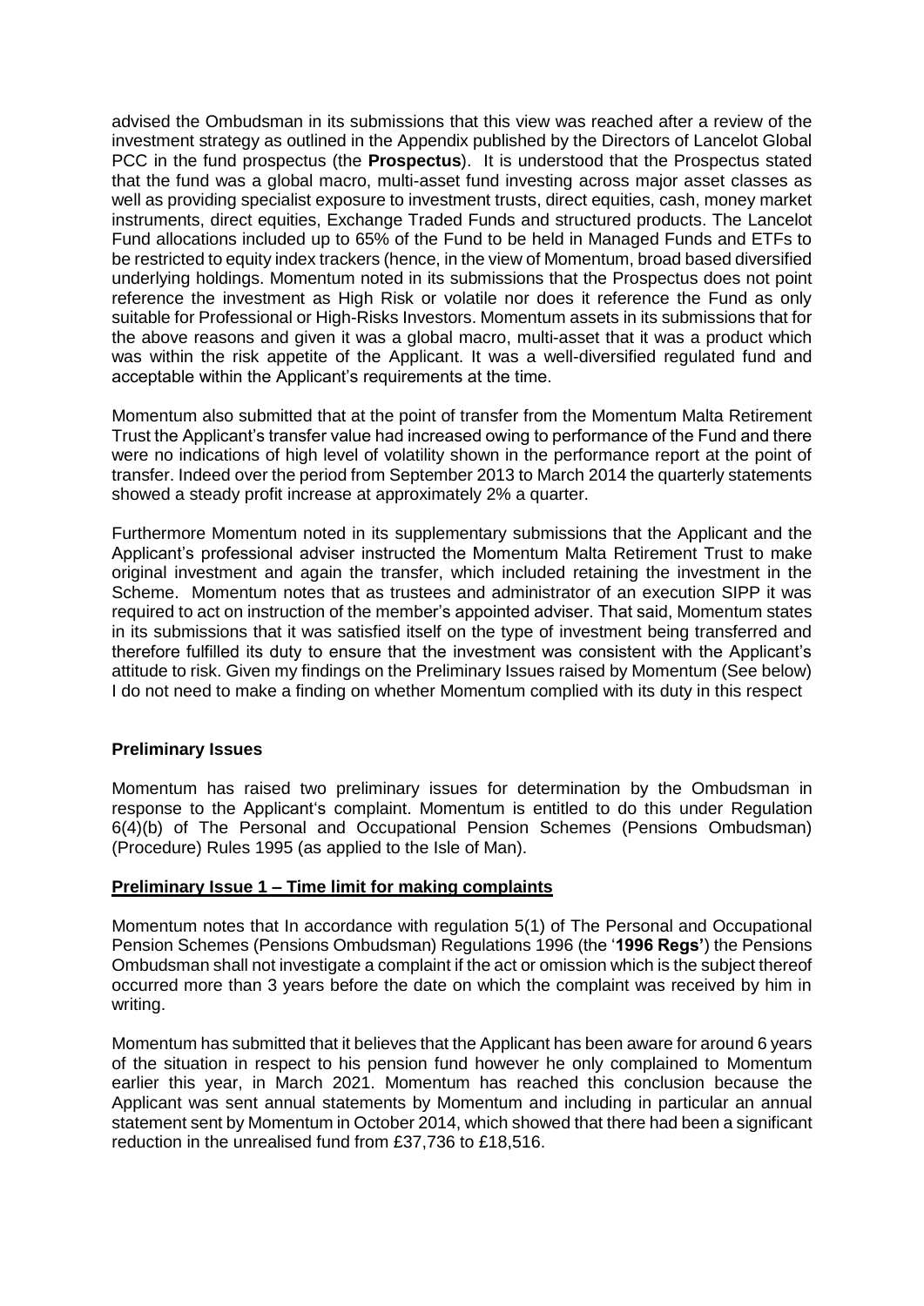advised the Ombudsman in its submissions that this view was reached after a review of the investment strategy as outlined in the Appendix published by the Directors of Lancelot Global PCC in the fund prospectus (the **Prospectus**). It is understood that the Prospectus stated that the fund was a global macro, multi-asset fund investing across major asset classes as well as providing specialist exposure to investment trusts, direct equities, cash, money market instruments, direct equities, Exchange Traded Funds and structured products. The Lancelot Fund allocations included up to 65% of the Fund to be held in Managed Funds and ETFs to be restricted to equity index trackers (hence, in the view of Momentum, broad based diversified underlying holdings. Momentum noted in its submissions that the Prospectus does not point reference the investment as High Risk or volatile nor does it reference the Fund as only suitable for Professional or High-Risks Investors. Momentum assets in its submissions that for the above reasons and given it was a global macro, multi-asset that it was a product which was within the risk appetite of the Applicant. It was a well-diversified regulated fund and acceptable within the Applicant's requirements at the time.

Momentum also submitted that at the point of transfer from the Momentum Malta Retirement Trust the Applicant's transfer value had increased owing to performance of the Fund and there were no indications of high level of volatility shown in the performance report at the point of transfer. Indeed over the period from September 2013 to March 2014 the quarterly statements showed a steady profit increase at approximately 2% a quarter.

Furthermore Momentum noted in its supplementary submissions that the Applicant and the Applicant's professional adviser instructed the Momentum Malta Retirement Trust to make original investment and again the transfer, which included retaining the investment in the Scheme. Momentum notes that as trustees and administrator of an execution SIPP it was required to act on instruction of the member's appointed adviser. That said, Momentum states in its submissions that it was satisfied itself on the type of investment being transferred and therefore fulfilled its duty to ensure that the investment was consistent with the Applicant's attitude to risk. Given my findings on the Preliminary Issues raised by Momentum (See below) I do not need to make a finding on whether Momentum complied with its duty in this respect

## Preliminary Issues

Momentum has raised two preliminary issues for determination by the Ombudsman in response to the Applicant's complaint. Momentum is entitled to do this under Regulation 6(4)(b) of The Personal and Occupational Pension Schemes (Pensions Ombudsman) (Procedure) Rules 1995 (as applied to the Isle of Man).

### Preliminary Issue 1 – Time limit for making complaints

Momentum notes that In accordance with regulation 5(1) of The Personal and Occupational Pension Schemes (Pensions Ombudsman) Regulations 1996 (the '**1996 Regs**') the Pensions Ombudsman shall not investigate a complaint if the act or omission which is the subject thereof occurred more than 3 years before the date on which the complaint was received by him in writing.

Momentum has submitted that it believes that the Applicant has been aware for around 6 years of the situation in respect to his pension fund however he only complained to Momentum earlier this year, in March 2021. Momentum has reached this conclusion because the Applicant was sent annual statements by Momentum and including in particular an annual statement sent by Momentum in October 2014, which showed that there had been a significant reduction in the unrealised fund from £37,736 to £18,516.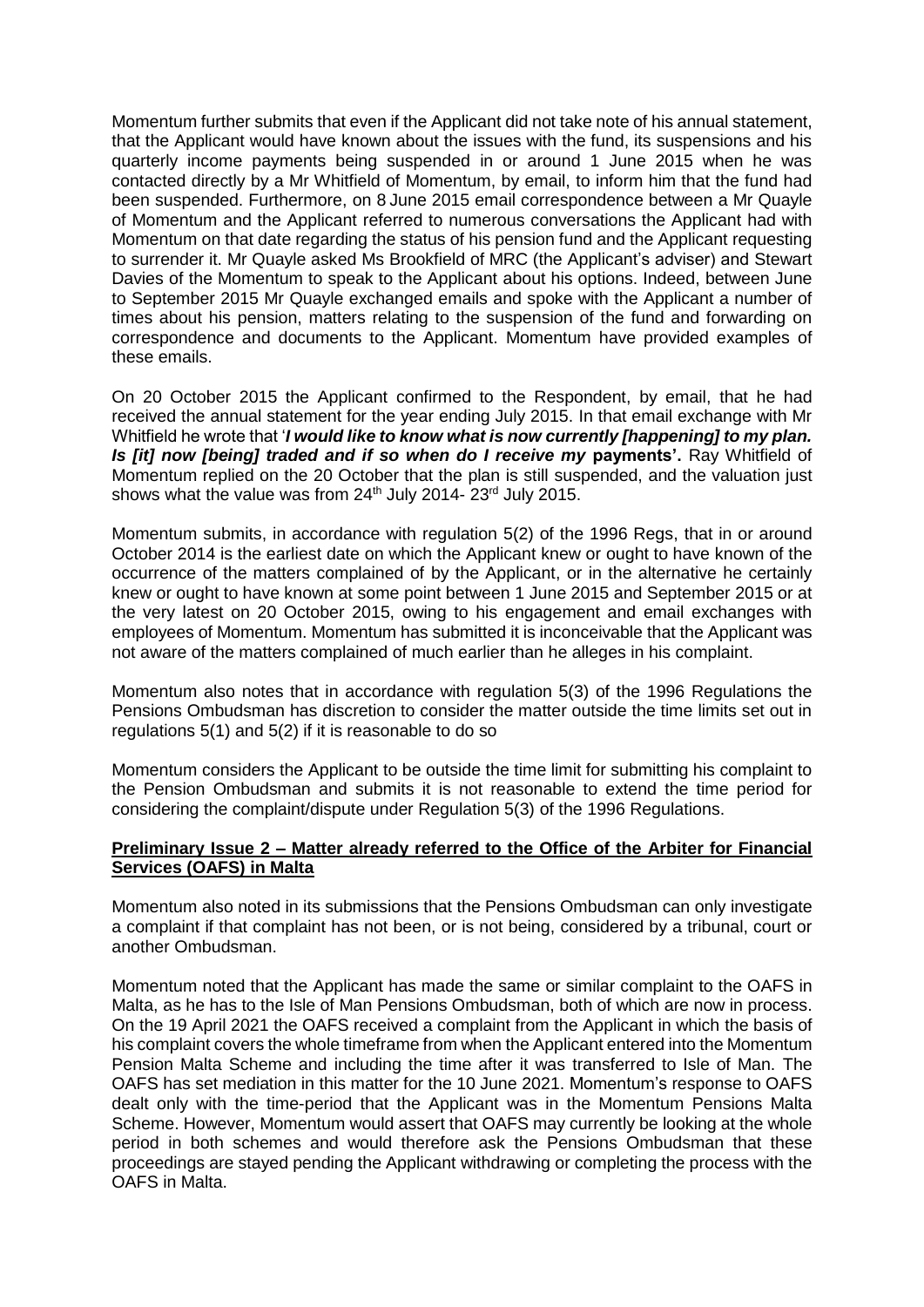Momentum further submits that even if the Applicant did not take note of his annual statement, that the Applicant would have known about the issues with the fund, its suspensions and his quarterly income payments being suspended in or around 1 June 2015 when he was contacted directly by a Mr Whitfield of Momentum, by email, to inform him that the fund had been suspended. Furthermore, on 8 June 2015 email correspondence between a Mr Quayle of Momentum and the Applicant referred to numerous conversations the Applicant had with Momentum on that date regarding the status of his pension fund and the Applicant requesting to surrender it. Mr Quayle asked Ms Brookfield of MRC (the Applicant's adviser) and Stewart Davies of the Momentum to speak to the Applicant about his options. Indeed, between June to September 2015 Mr Quayle exchanged emails and spoke with the Applicant a number of times about his pension, matters relating to the suspension of the fund and forwarding on correspondence and documents to the Applicant. Momentum have provided examples of these emails.

On 20 October 2015 the Applicant confirmed to the Respondent, by email, that he had received the annual statement for the year ending July 2015. In that email exchange with Mr Whitfield he wrote that '***I would like to know what is now currently [happening] to my plan. Is [it] now [being] traded and if so when do I receive my* payments'.** Ray Whitfield of Momentum replied on the 20 October that the plan is still suspended, and the valuation just shows what the value was from 24th July 2014- 23rd July 2015.

Momentum submits, in accordance with regulation 5(2) of the 1996 Regs, that in or around October 2014 is the earliest date on which the Applicant knew or ought to have known of the occurrence of the matters complained of by the Applicant, or in the alternative he certainly knew or ought to have known at some point between 1 June 2015 and September 2015 or at the very latest on 20 October 2015, owing to his engagement and email exchanges with employees of Momentum. Momentum has submitted it is inconceivable that the Applicant was not aware of the matters complained of much earlier than he alleges in his complaint.

Momentum also notes that in accordance with regulation 5(3) of the 1996 Regulations the Pensions Ombudsman has discretion to consider the matter outside the time limits set out in regulations 5(1) and 5(2) if it is reasonable to do so

Momentum considers the Applicant to be outside the time limit for submitting his complaint to the Pension Ombudsman and submits it is not reasonable to extend the time period for considering the complaint/dispute under Regulation 5(3) of the 1996 Regulations.

**Preliminary Issue 2 – Matter already referred to the Office of the Arbiter for Financial Services (OAFS) in Malta**

Momentum also noted in its submissions that the Pensions Ombudsman can only investigate a complaint if that complaint has not been, or is not being, considered by a tribunal, court or another Ombudsman.

Momentum noted that the Applicant has made the same or similar complaint to the OAFS in Malta, as he has to the Isle of Man Pensions Ombudsman, both of which are now in process. On the 19 April 2021 the OAFS received a complaint from the Applicant in which the basis of his complaint covers the whole timeframe from when the Applicant entered into the Momentum Pension Malta Scheme and including the time after it was transferred to Isle of Man. The OAFS has set mediation in this matter for the 10 June 2021. Momentum's response to OAFS dealt only with the time-period that the Applicant was in the Momentum Pensions Malta Scheme. However, Momentum would assert that OAFS may currently be looking at the whole period in both schemes and would therefore ask the Pensions Ombudsman that these proceedings are stayed pending the Applicant withdrawing or completing the process with the OAFS in Malta.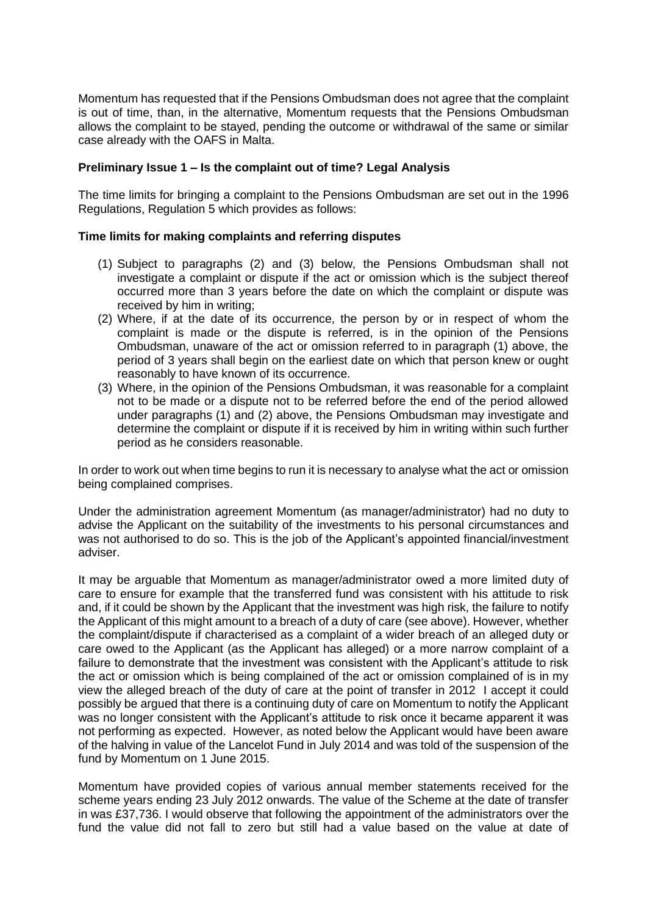Momentum has requested that if the Pensions Ombudsman does not agree that the complaint is out of time, than, in the alternative, Momentum requests that the Pensions Ombudsman allows the complaint to be stayed, pending the outcome or withdrawal of the same or similar case already with the OAFS in Malta.

**Preliminary Issue 1 – Is the complaint out of time? Legal Analysis**

The time limits for bringing a complaint to the Pensions Ombudsman are set out in the 1996 Regulations, Regulation 5 which provides as follows:

**Time limits for making complaints and referring disputes**

(1) Subject to paragraphs (2) and (3) below, the Pensions Ombudsman shall not investigate a complaint or dispute if the act or omission which is the subject thereof occurred more than 3 years before the date on which the complaint or dispute was received by him in writing;

(2) Where, if at the date of its occurrence, the person by or in respect of whom the complaint is made or the dispute is referred, is in the opinion of the Pensions Ombudsman, unaware of the act or omission referred to in paragraph (1) above, the period of 3 years shall begin on the earliest date on which that person knew or ought reasonably to have known of its occurrence.

(3) Where, in the opinion of the Pensions Ombudsman, it was reasonable for a complaint not to be made or a dispute not to be referred before the end of the period allowed under paragraphs (1) and (2) above, the Pensions Ombudsman may investigate and determine the complaint or dispute if it is received by him in writing within such further period as he considers reasonable.

In order to work out when time begins to run it is necessary to analyse what the act or omission being complained comprises.

Under the administration agreement Momentum (as manager/administrator) had no duty to advise the Applicant on the suitability of the investments to his personal circumstances and was not authorised to do so. This is the job of the Applicant's appointed financial/investment adviser.

It may be arguable that Momentum as manager/administrator owed a more limited duty of care to ensure for example that the transferred fund was consistent with his attitude to risk and, if it could be shown by the Applicant that the investment was high risk, the failure to notify the Applicant of this might amount to a breach of a duty of care (see above). However, whether the complaint/dispute if characterised as a complaint of a wider breach of an alleged duty or care owed to the Applicant (as the Applicant has alleged) or a more narrow complaint of a failure to demonstrate that the investment was consistent with the Applicant's attitude to risk the act or omission which is being complained of the act or omission complained of is in my view the alleged breach of the duty of care at the point of transfer in 2012 I accept it could possibly be argued that there is a continuing duty of care on Momentum to notify the Applicant was no longer consistent with the Applicant's attitude to risk once it became apparent it was not performing as expected. However, as noted below the Applicant would have been aware of the halving in value of the Lancelot Fund in July 2014 and was told of the suspension of the fund by Momentum on 1 June 2015.

Momentum have provided copies of various annual member statements received for the scheme years ending 23 July 2012 onwards. The value of the Scheme at the date of transfer in was £37,736. I would observe that following the appointment of the administrators over the fund the value did not fall to zero but still had a value based on the value at date of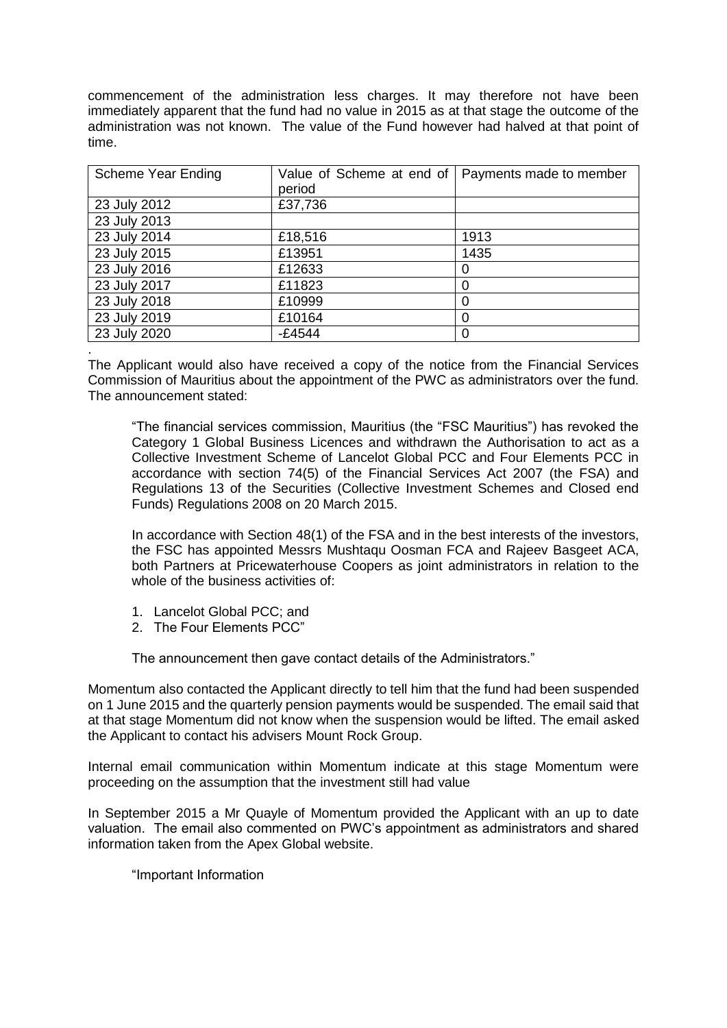commencement of the administration less charges. It may therefore not have been immediately apparent that the fund had no value in 2015 as at that stage the outcome of the administration was not known. The value of the Fund however had halved at that point of time.

| Scheme Year Ending | Value of Scheme at end of period | Payments made to member |
| --- | --- | --- |
| 23 July 2012 | £37,736 | |
| 23 July 2013 | | |
| 23 July 2014 | £18,516 | 1913 |
| 23 July 2015 | £13951 | 1435 |
| 23 July 2016 | £12633 | 0 |
| 23 July 2017 | £11823 | 0 |
| 23 July 2018 | £10999 | 0 |
| 23 July 2019 | £10164 | 0 |
| 23 July 2020 | -£4544 | 0 |

.
The Applicant would also have received a copy of the notice from the Financial Services Commission of Mauritius about the appointment of the PWC as administrators over the fund. The announcement stated:

> "The financial services commission, Mauritius (the "FSC Mauritius") has revoked the Category 1 Global Business Licences and withdrawn the Authorisation to act as a Collective Investment Scheme of Lancelot Global PCC and Four Elements PCC in accordance with section 74(5) of the Financial Services Act 2007 (the FSA) and Regulations 13 of the Securities (Collective Investment Schemes and Closed end Funds) Regulations 2008 on 20 March 2015.
>
> In accordance with Section 48(1) of the FSA and in the best interests of the investors, the FSC has appointed Messrs Mushtaqu Oosman FCA and Rajeev Basgeet ACA, both Partners at Pricewaterhouse Coopers as joint administrators in relation to the whole of the business activities of:
>
> 1. Lancelot Global PCC; and
> 2. The Four Elements PCC"
>
> The announcement then gave contact details of the Administrators."

Momentum also contacted the Applicant directly to tell him that the fund had been suspended on 1 June 2015 and the quarterly pension payments would be suspended. The email said that at that stage Momentum did not know when the suspension would be lifted. The email asked the Applicant to contact his advisers Mount Rock Group.

Internal email communication within Momentum indicate at this stage Momentum were proceeding on the assumption that the investment still had value

In September 2015 a Mr Quayle of Momentum provided the Applicant with an up to date valuation. The email also commented on PWC's appointment as administrators and shared information taken from the Apex Global website.

> "Important Information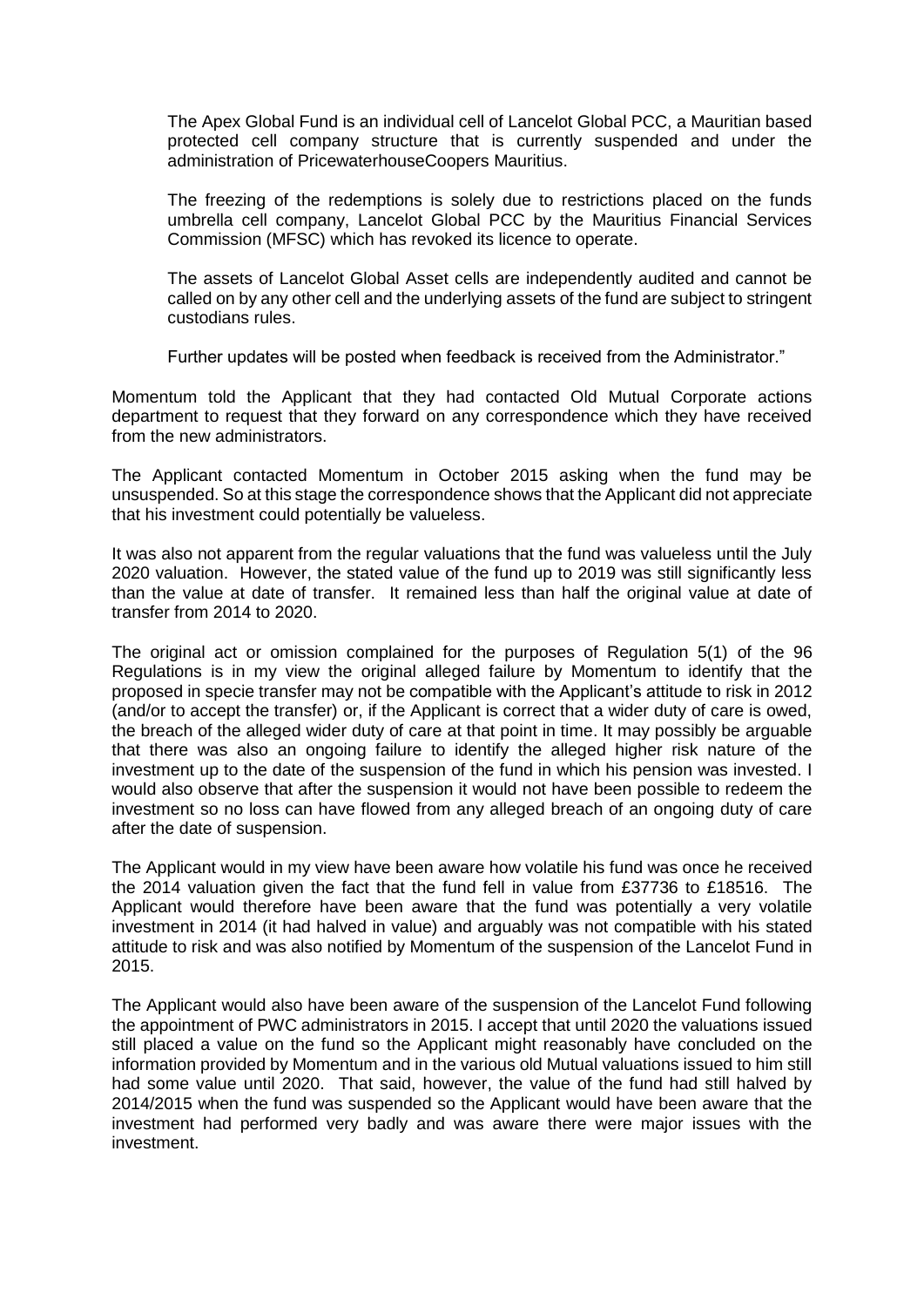The Apex Global Fund is an individual cell of Lancelot Global PCC, a Mauritian based protected cell company structure that is currently suspended and under the administration of PricewaterhouseCoopers Mauritius.

The freezing of the redemptions is solely due to restrictions placed on the funds umbrella cell company, Lancelot Global PCC by the Mauritius Financial Services Commission (MFSC) which has revoked its licence to operate.

The assets of Lancelot Global Asset cells are independently audited and cannot be called on by any other cell and the underlying assets of the fund are subject to stringent custodians rules.

Further updates will be posted when feedback is received from the Administrator."

Momentum told the Applicant that they had contacted Old Mutual Corporate actions department to request that they forward on any correspondence which they have received from the new administrators.

The Applicant contacted Momentum in October 2015 asking when the fund may be unsuspended. So at this stage the correspondence shows that the Applicant did not appreciate that his investment could potentially be valueless.

It was also not apparent from the regular valuations that the fund was valueless until the July 2020 valuation. However, the stated value of the fund up to 2019 was still significantly less than the value at date of transfer. It remained less than half the original value at date of transfer from 2014 to 2020.

The original act or omission complained for the purposes of Regulation 5(1) of the 96 Regulations is in my view the original alleged failure by Momentum to identify that the proposed in specie transfer may not be compatible with the Applicant's attitude to risk in 2012 (and/or to accept the transfer) or, if the Applicant is correct that a wider duty of care is owed, the breach of the alleged wider duty of care at that point in time. It may possibly be arguable that there was also an ongoing failure to identify the alleged higher risk nature of the investment up to the date of the suspension of the fund in which his pension was invested. I would also observe that after the suspension it would not have been possible to redeem the investment so no loss can have flowed from any alleged breach of an ongoing duty of care after the date of suspension.

The Applicant would in my view have been aware how volatile his fund was once he received the 2014 valuation given the fact that the fund fell in value from £37736 to £18516. The Applicant would therefore have been aware that the fund was potentially a very volatile investment in 2014 (it had halved in value) and arguably was not compatible with his stated attitude to risk and was also notified by Momentum of the suspension of the Lancelot Fund in 2015.

The Applicant would also have been aware of the suspension of the Lancelot Fund following the appointment of PWC administrators in 2015. I accept that until 2020 the valuations issued still placed a value on the fund so the Applicant might reasonably have concluded on the information provided by Momentum and in the various old Mutual valuations issued to him still had some value until 2020. That said, however, the value of the fund had still halved by 2014/2015 when the fund was suspended so the Applicant would have been aware that the investment had performed very badly and was aware there were major issues with the investment.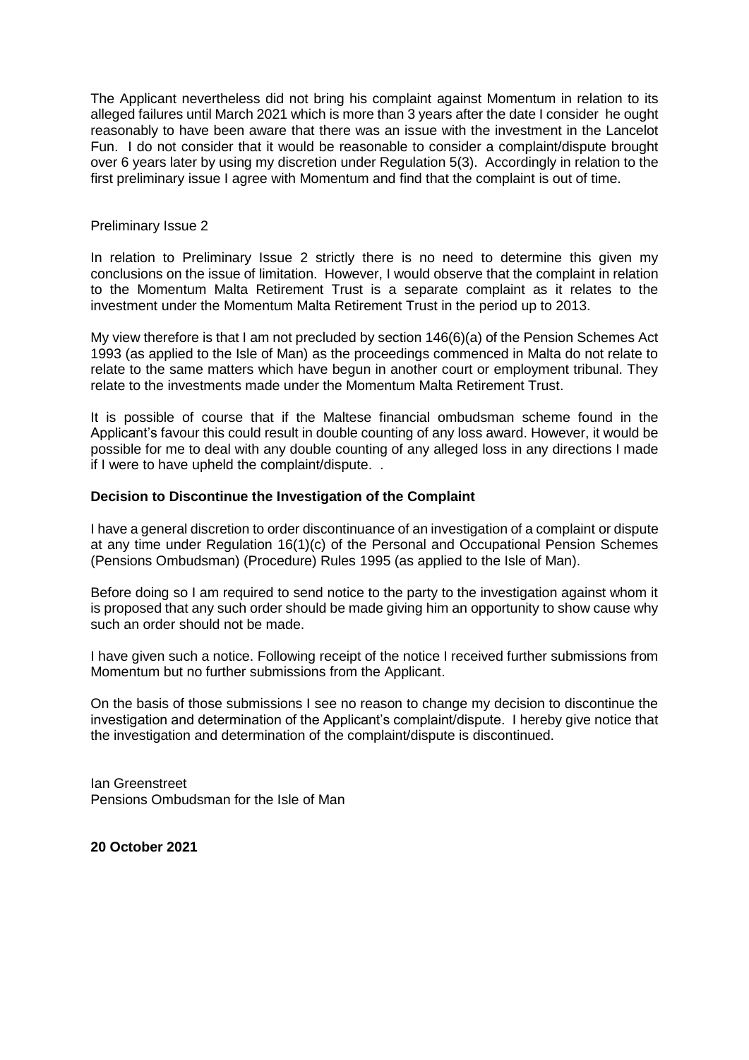The Applicant nevertheless did not bring his complaint against Momentum in relation to its alleged failures until March 2021 which is more than 3 years after the date I consider he ought reasonably to have been aware that there was an issue with the investment in the Lancelot Fun. I do not consider that it would be reasonable to consider a complaint/dispute brought over 6 years later by using my discretion under Regulation 5(3). Accordingly in relation to the first preliminary issue I agree with Momentum and find that the complaint is out of time.

Preliminary Issue 2

In relation to Preliminary Issue 2 strictly there is no need to determine this given my conclusions on the issue of limitation. However, I would observe that the complaint in relation to the Momentum Malta Retirement Trust is a separate complaint as it relates to the investment under the Momentum Malta Retirement Trust in the period up to 2013.

My view therefore is that I am not precluded by section 146(6)(a) of the Pension Schemes Act 1993 (as applied to the Isle of Man) as the proceedings commenced in Malta do not relate to relate to the same matters which have begun in another court or employment tribunal. They relate to the investments made under the Momentum Malta Retirement Trust.

It is possible of course that if the Maltese financial ombudsman scheme found in the Applicant's favour this could result in double counting of any loss award. However, it would be possible for me to deal with any double counting of any alleged loss in any directions I made if I were to have upheld the complaint/dispute. .

**Decision to Discontinue the Investigation of the Complaint**

I have a general discretion to order discontinuance of an investigation of a complaint or dispute at any time under Regulation 16(1)(c) of the Personal and Occupational Pension Schemes (Pensions Ombudsman) (Procedure) Rules 1995 (as applied to the Isle of Man).

Before doing so I am required to send notice to the party to the investigation against whom it is proposed that any such order should be made giving him an opportunity to show cause why such an order should not be made.

I have given such a notice. Following receipt of the notice I received further submissions from Momentum but no further submissions from the Applicant.

On the basis of those submissions I see no reason to change my decision to discontinue the investigation and determination of the Applicant's complaint/dispute. I hereby give notice that the investigation and determination of the complaint/dispute is discontinued.

Ian Greenstreet
Pensions Ombudsman for the Isle of Man

**20 October 2021**